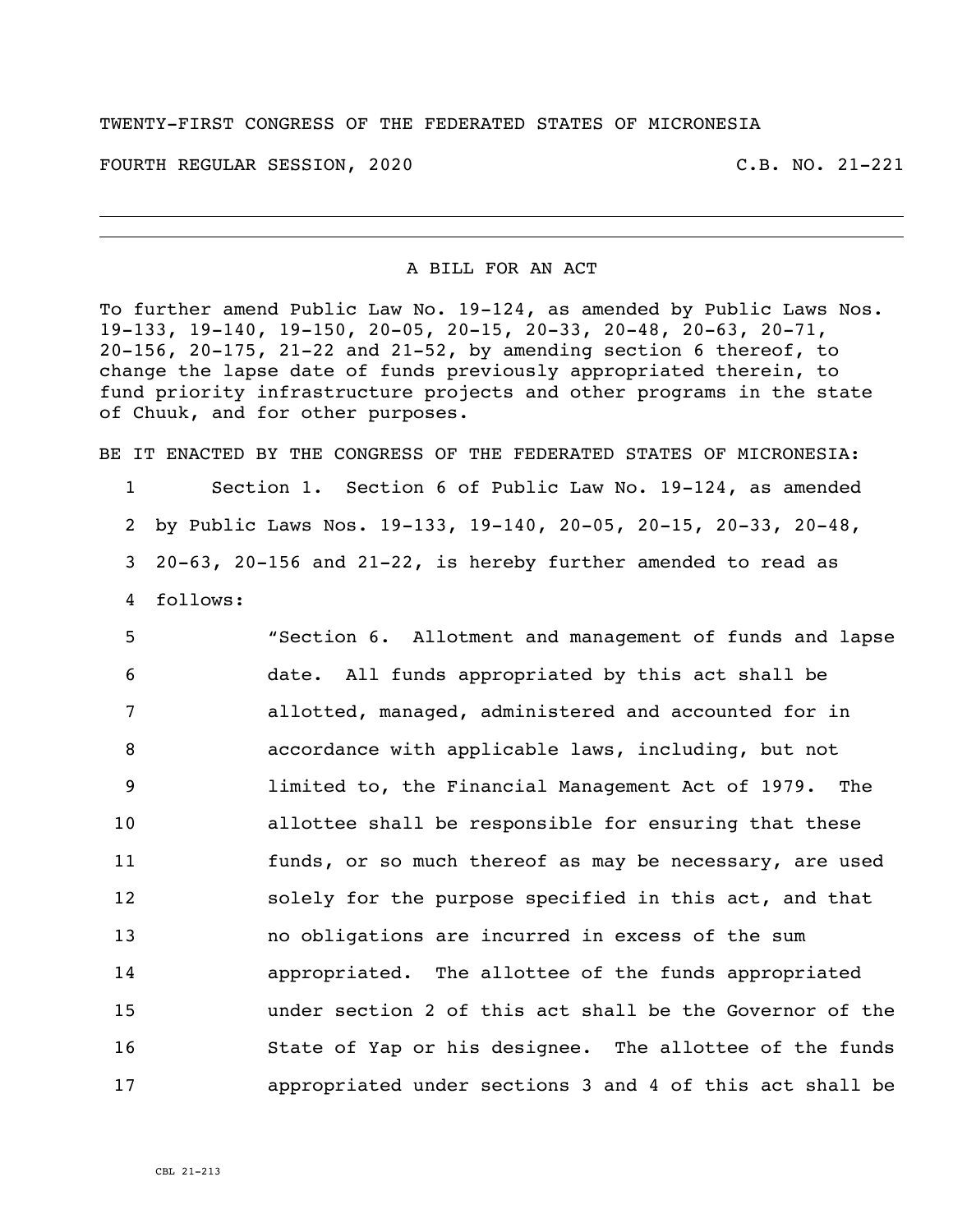TWENTY-FIRST CONGRESS OF THE FEDERATED STATES OF MICRONESIA

FOURTH REGULAR SESSION, 2020 C.B. NO. 21-221

---

A BILL FOR AN ACT

To further amend Public Law No. 19-124, as amended by Public Laws Nos. 19-133, 19-140, 19-150, 20-05, 20-15, 20-33, 20-48, 20-63, 20-71, 20-156, 20-175, 21-22 and 21-52, by amending section 6 thereof, to change the lapse date of funds previously appropriated therein, to fund priority infrastructure projects and other programs in the state of Chuuk, and for other purposes.

BE IT ENACTED BY THE CONGRESS OF THE FEDERATED STATES OF MICRONESIA:

1 Section 1. Section 6 of Public Law No. 19-124, as amended
2 by Public Laws Nos. 19-133, 19-140, 20-05, 20-15, 20-33, 20-48,
3 20-63, 20-156 and 21-22, is hereby further amended to read as
4 follows:

5 "Section 6. Allotment and management of funds and lapse
6 date. All funds appropriated by this act shall be
7 allotted, managed, administered and accounted for in
8 accordance with applicable laws, including, but not
9 limited to, the Financial Management Act of 1979. The
10 allottee shall be responsible for ensuring that these
11 funds, or so much thereof as may be necessary, are used
12 solely for the purpose specified in this act, and that
13 no obligations are incurred in excess of the sum
14 appropriated. The allottee of the funds appropriated
15 under section 2 of this act shall be the Governor of the
16 State of Yap or his designee. The allottee of the funds
17 appropriated under sections 3 and 4 of this act shall be

CBL 21-213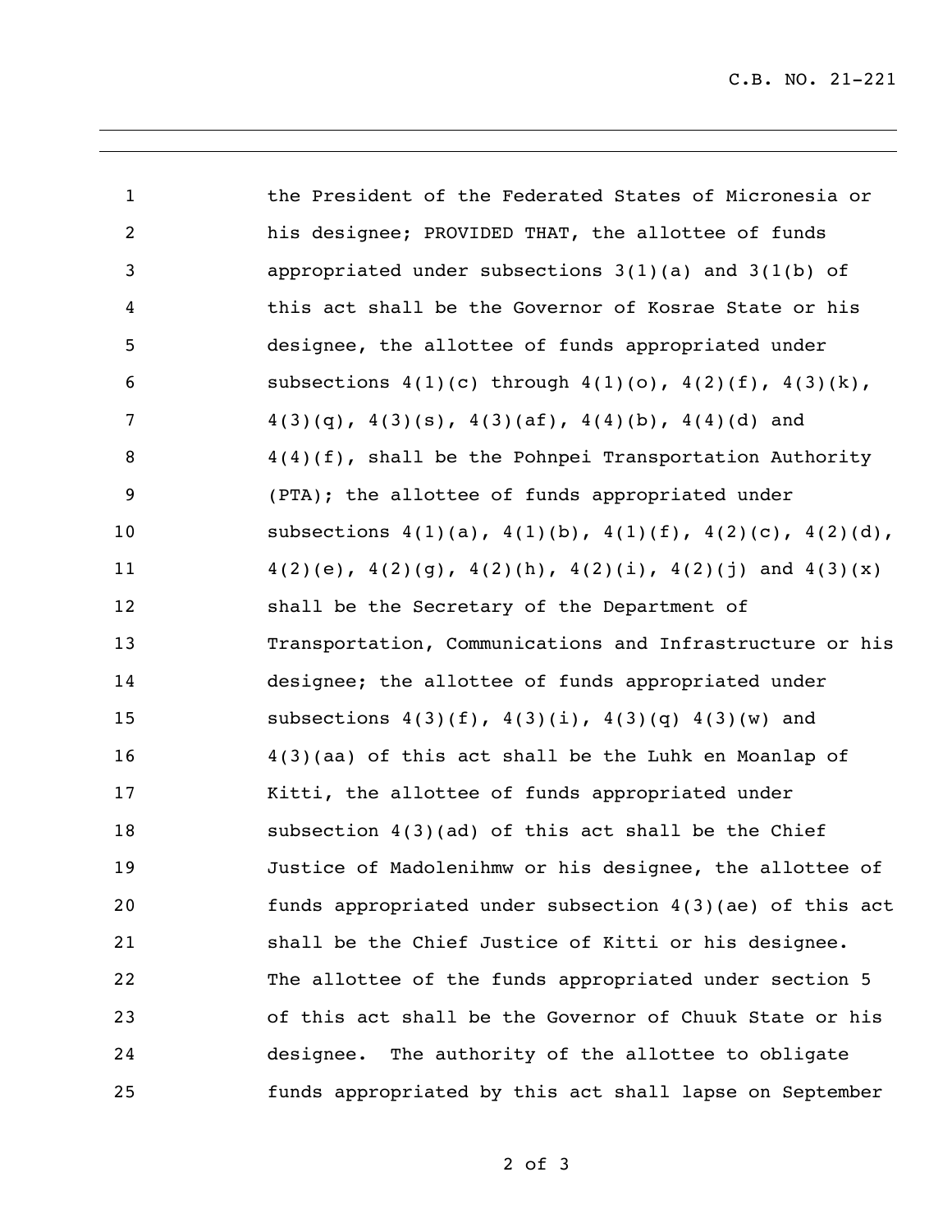the President of the Federated States of Micronesia or his designee; PROVIDED THAT, the allottee of funds appropriated under subsections 3(1)(a) and 3(1(b) of this act shall be the Governor of Kosrae State or his designee, the allottee of funds appropriated under subsections 4(1)(c) through 4(1)(o), 4(2)(f), 4(3)(k), 4(3)(q), 4(3)(s), 4(3)(af), 4(4)(b), 4(4)(d) and 4(4)(f), shall be the Pohnpei Transportation Authority (PTA); the allottee of funds appropriated under subsections 4(1)(a), 4(1)(b), 4(1)(f), 4(2)(c), 4(2)(d), 4(2)(e), 4(2)(g), 4(2)(h), 4(2)(i), 4(2)(j) and 4(3)(x) shall be the Secretary of the Department of Transportation, Communications and Infrastructure or his designee; the allottee of funds appropriated under subsections 4(3)(f), 4(3)(i), 4(3)(q) 4(3)(w) and 4(3)(aa) of this act shall be the Luhk en Moanlap of Kitti, the allottee of funds appropriated under subsection 4(3)(ad) of this act shall be the Chief Justice of Madolenihmw or his designee, the allottee of funds appropriated under subsection 4(3)(ae) of this act shall be the Chief Justice of Kitti or his designee. The allottee of the funds appropriated under section 5 of this act shall be the Governor of Chuuk State or his designee. The authority of the allottee to obligate funds appropriated by this act shall lapse on September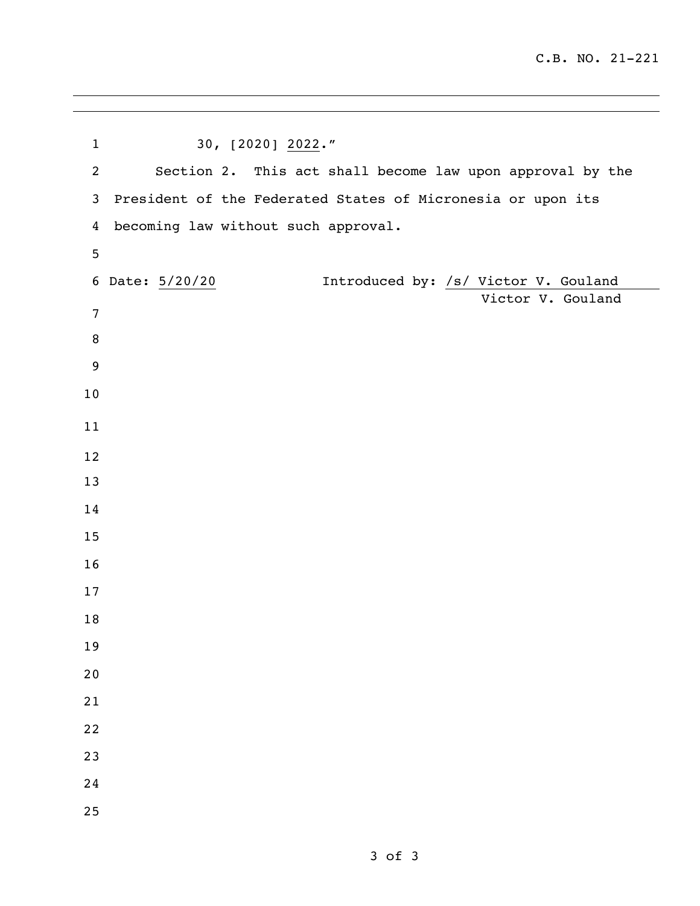30, [2020] 2022."

Section 2. This act shall become law upon approval by the President of the Federated States of Micronesia or upon its becoming law without such approval.

Date: 5/20/20 Introduced by: /s/ Victor V. Gouland

Victor V. Gouland